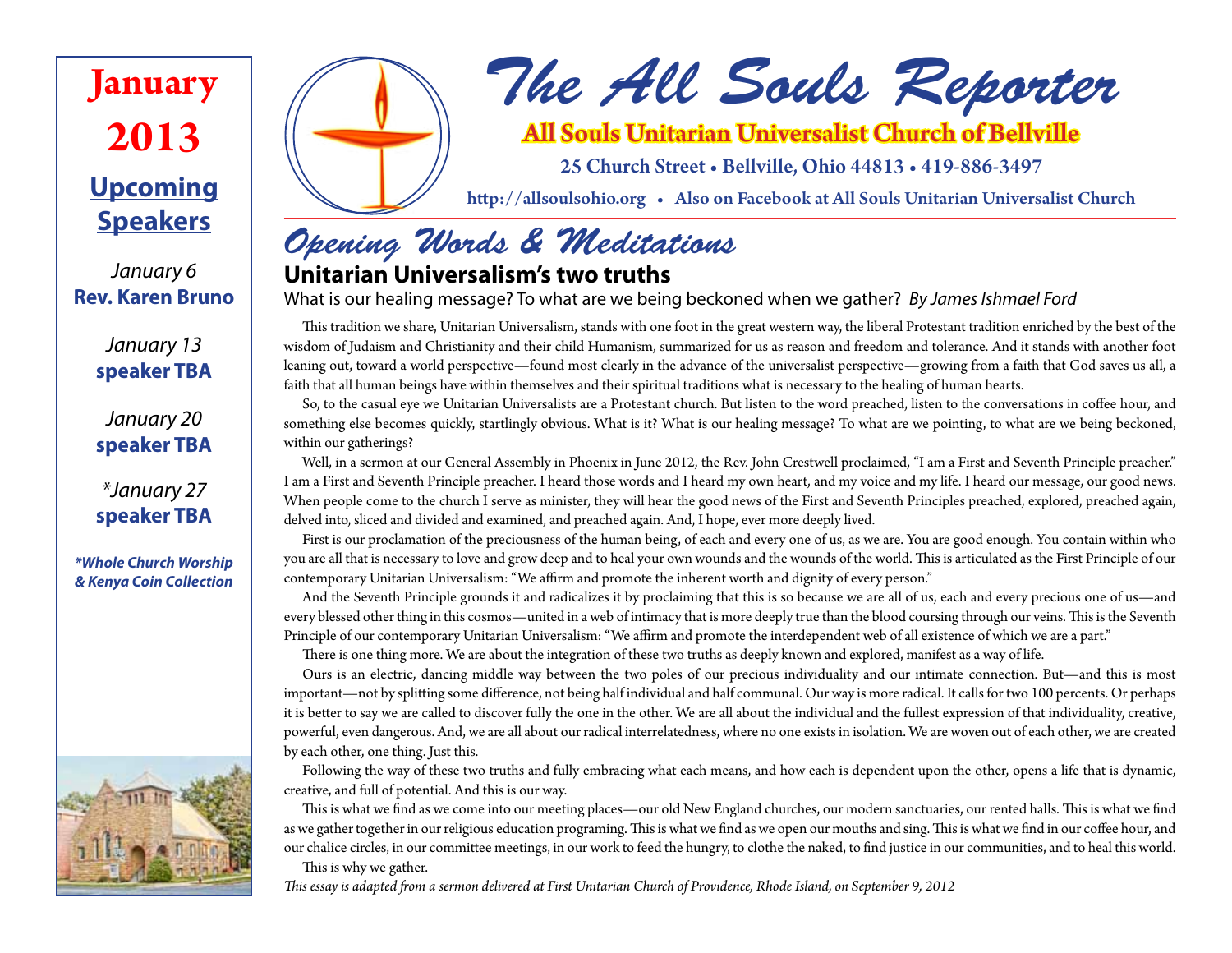# The All Souls Reporter

**All Souls Unitarian Universalist Church of Bellville**

25 Church Street • Bellville, Ohio 44813 • 419-886-3497

http://allsoulsohio.org • Also on Facebook at All Souls Unitarian Universalist Church

## January 2013

### Upcoming Speakers

*January 6*
**Rev. Karen Bruno**

*January 13*
**speaker TBA**

*January 20*
**speaker TBA**

*\*January 27*
**speaker TBA**

***\*Whole Church Worship & Kenya Coin Collection***

## Opening Words & Meditations

### Unitarian Universalism's two truths

What is our healing message? To what are we being beckoned when we gather? *By James Ishmael Ford*

This tradition we share, Unitarian Universalism, stands with one foot in the great western way, the liberal Protestant tradition enriched by the best of the wisdom of Judaism and Christianity and their child Humanism, summarized for us as reason and freedom and tolerance. And it stands with another foot leaning out, toward a world perspective—found most clearly in the advance of the universalist perspective—growing from a faith that God saves us all, a faith that all human beings have within themselves and their spiritual traditions what is necessary to the healing of human hearts.

So, to the casual eye we Unitarian Universalists are a Protestant church. But listen to the word preached, listen to the conversations in coffee hour, and something else becomes quickly, startlingly obvious. What is it? What is our healing message? To what are we pointing, to what are we being beckoned, within our gatherings?

Well, in a sermon at our General Assembly in Phoenix in June 2012, the Rev. John Crestwell proclaimed, "I am a First and Seventh Principle preacher." I am a First and Seventh Principle preacher. I heard those words and I heard my own heart, and my voice and my life. I heard our message, our good news. When people come to the church I serve as minister, they will hear the good news of the First and Seventh Principles preached, explored, preached again, delved into, sliced and divided and examined, and preached again. And, I hope, ever more deeply lived.

First is our proclamation of the preciousness of the human being, of each and every one of us, as we are. You are good enough. You contain within who you are all that is necessary to love and grow deep and to heal your own wounds and the wounds of the world. This is articulated as the First Principle of our contemporary Unitarian Universalism: "We affirm and promote the inherent worth and dignity of every person."

And the Seventh Principle grounds it and radicalizes it by proclaiming that this is so because we are all of us, each and every precious one of us—and every blessed other thing in this cosmos—united in a web of intimacy that is more deeply true than the blood coursing through our veins. This is the Seventh Principle of our contemporary Unitarian Universalism: "We affirm and promote the interdependent web of all existence of which we are a part."

There is one thing more. We are about the integration of these two truths as deeply known and explored, manifest as a way of life.

Ours is an electric, dancing middle way between the two poles of our precious individuality and our intimate connection. But—and this is most important—not by splitting some difference, not being half individual and half communal. Our way is more radical. It calls for two 100 percents. Or perhaps it is better to say we are called to discover fully the one in the other. We are all about the individual and the fullest expression of that individuality, creative, powerful, even dangerous. And, we are all about our radical interrelatedness, where no one exists in isolation. We are woven out of each other, we are created by each other, one thing. Just this.

Following the way of these two truths and fully embracing what each means, and how each is dependent upon the other, opens a life that is dynamic, creative, and full of potential. And this is our way.

This is what we find as we come into our meeting places—our old New England churches, our modern sanctuaries, our rented halls. This is what we find as we gather together in our religious education programing. This is what we find as we open our mouths and sing. This is what we find in our coffee hour, and our chalice circles, in our committee meetings, in our work to feed the hungry, to clothe the naked, to find justice in our communities, and to heal this world.

This is why we gather.

*This essay is adapted from a sermon delivered at First Unitarian Church of Providence, Rhode Island, on September 9, 2012*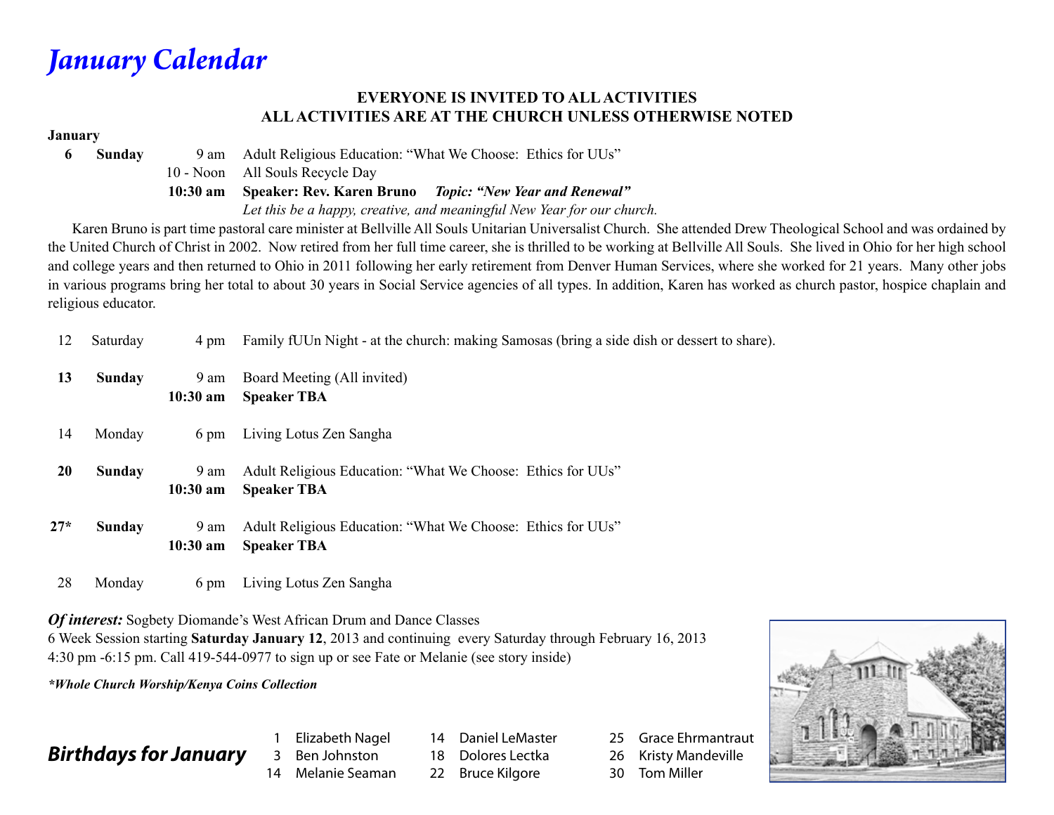# *January Calendar*

**EVERYONE IS INVITED TO ALL ACTIVITIES**
**ALL ACTIVITIES ARE AT THE CHURCH UNLESS OTHERWISE NOTED**

**January**

| | | | |
|---|---|---|---|
| **6** | **Sunday** | 9 am | Adult Religious Education: “What We Choose: Ethics for UUs” |
| | | 10 - Noon | All Souls Recycle Day |
| | | **10:30 am** | **Speaker: Rev. Karen Bruno** ***Topic: “New Year and Renewal”*** |
| | | | *Let this be a happy, creative, and meaningful New Year for our church.* |

Karen Bruno is part time pastoral care minister at Bellville All Souls Unitarian Universalist Church. She attended Drew Theological School and was ordained by the United Church of Christ in 2002. Now retired from her full time career, she is thrilled to be working at Bellville All Souls. She lived in Ohio for her high school and college years and then returned to Ohio in 2011 following her early retirement from Denver Human Services, where she worked for 21 years. Many other jobs in various programs bring her total to about 30 years in Social Service agencies of all types. In addition, Karen has worked as church pastor, hospice chaplain and religious educator.

| | | | |
|---|---|---|---|
| 12 | Saturday | 4 pm | Family fUUn Night - at the church: making Samosas (bring a side dish or dessert to share). |
| **13** | **Sunday** | 9 am | Board Meeting (All invited) |
| | | **10:30 am** | **Speaker TBA** |
| 14 | Monday | 6 pm | Living Lotus Zen Sangha |
| **20** | **Sunday** | 9 am | Adult Religious Education: “What We Choose: Ethics for UUs” |
| | | **10:30 am** | **Speaker TBA** |
| **27*** | **Sunday** | 9 am | Adult Religious Education: “What We Choose: Ethics for UUs” |
| | | **10:30 am** | **Speaker TBA** |
| 28 | Monday | 6 pm | Living Lotus Zen Sangha |

***Of interest:*** Sogbety Diomande’s West African Drum and Dance Classes
6 Week Session starting **Saturday January 12**, 2013 and continuing every Saturday through February 16, 2013
4:30 pm -6:15 pm. Call 419-544-0977 to sign up or see Fate or Melanie (see story inside)

***Whole Church Worship/Kenya Coins Collection**

## *Birthdays for January*

- 1 Elizabeth Nagel
- 3 Ben Johnston
- 14 Melanie Seaman
- 14 Daniel LeMaster
- 18 Dolores Lectka
- 22 Bruce Kilgore
- 25 Grace Ehrmantraut
- 26 Kristy Mandeville
- 30 Tom Miller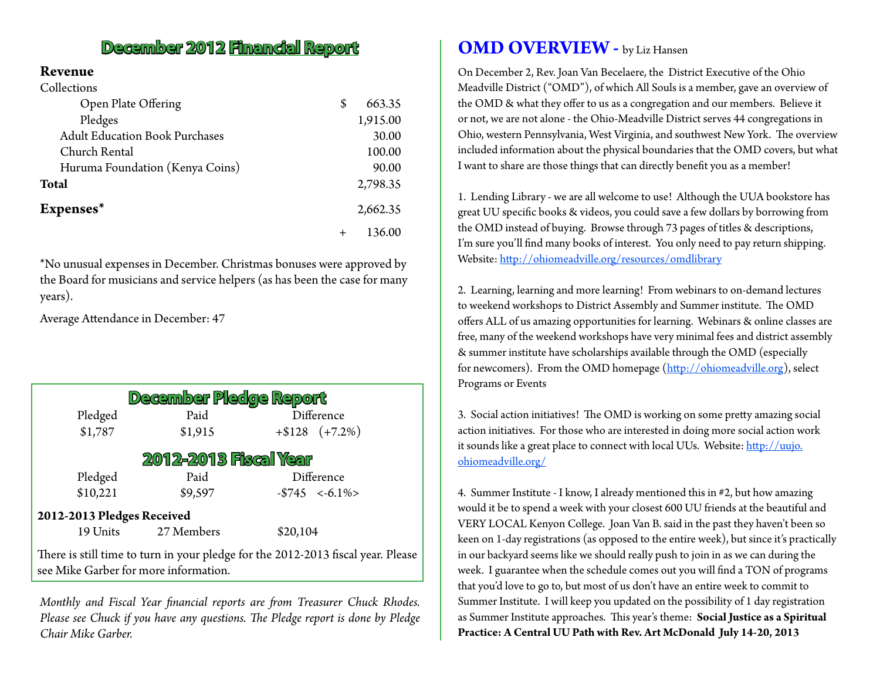## December 2012 Financial Report

| | | |
|---|---|---|
| **Revenue** | | |
| Collections | | |
| Open Plate Offering | $ | 663.35 |
| Pledges | | 1,915.00 |
| Adult Education Book Purchases | | 30.00 |
| Church Rental | | 100.00 |
| Huruma Foundation (Kenya Coins) | | 90.00 |
| **Total** | | 2,798.35 |
| **Expenses*** | | 2,662.35 |
| | + | 136.00 |

*No unusual expenses in December. Christmas bonuses were approved by the Board for musicians and service helpers (as has been the case for many years).

Average Attendance in December: 47

## December Pledge Report

| Pledged | Paid | Difference |
|---|---|---|
| $1,787 | $1,915 | +$128 (+7.2%) |

## 2012-2013 Fiscal Year

| Pledged | Paid | Difference |
|---|---|---|
| $10,221 | $9,597 | -$745 <-6.1%> |

**2012-2013 Pledges Received**

| 19 Units | 27 Members | $20,104 |
|---|---|---|

There is still time to turn in your pledge for the 2012-2013 fiscal year. Please see Mike Garber for more information.

*Monthly and Fiscal Year financial reports are from Treasurer Chuck Rhodes. Please see Chuck if you have any questions. The Pledge report is done by Pledge Chair Mike Garber.*

## OMD OVERVIEW - by Liz Hansen

On December 2, Rev. Joan Van Becelaere, the District Executive of the Ohio Meadville District ("OMD"), of which All Souls is a member, gave an overview of the OMD & what they offer to us as a congregation and our members. Believe it or not, we are not alone - the Ohio-Meadville District serves 44 congregations in Ohio, western Pennsylvania, West Virginia, and southwest New York. The overview included information about the physical boundaries that the OMD covers, but what I want to share are those things that can directly benefit you as a member!

1. Lending Library - we are all welcome to use! Although the UUA bookstore has great UU specific books & videos, you could save a few dollars by borrowing from the OMD instead of buying. Browse through 73 pages of titles & descriptions, I'm sure you'll find many books of interest. You only need to pay return shipping. Website: http://ohiomeadville.org/resources/omdlibrary

2. Learning, learning and more learning! From webinars to on-demand lectures to weekend workshops to District Assembly and Summer institute. The OMD offers ALL of us amazing opportunities for learning. Webinars & online classes are free, many of the weekend workshops have very minimal fees and district assembly & summer institute have scholarships available through the OMD (especially for newcomers). From the OMD homepage (http://ohiomeadville.org), select Programs or Events

3. Social action initiatives! The OMD is working on some pretty amazing social action initiatives. For those who are interested in doing more social action work it sounds like a great place to connect with local UUs. Website: http://uujo.ohiomeadville.org/

4. Summer Institute - I know, I already mentioned this in #2, but how amazing would it be to spend a week with your closest 600 UU friends at the beautiful and VERY LOCAL Kenyon College. Joan Van B. said in the past they haven't been so keen on 1-day registrations (as opposed to the entire week), but since it's practically in our backyard seems like we should really push to join in as we can during the week. I guarantee when the schedule comes out you will find a TON of programs that you'd love to go to, but most of us don't have an entire week to commit to Summer Institute. I will keep you updated on the possibility of 1 day registration as Summer Institute approaches. This year's theme: **Social Justice as a Spiritual Practice: A Central UU Path with Rev. Art McDonald July 14-20, 2013**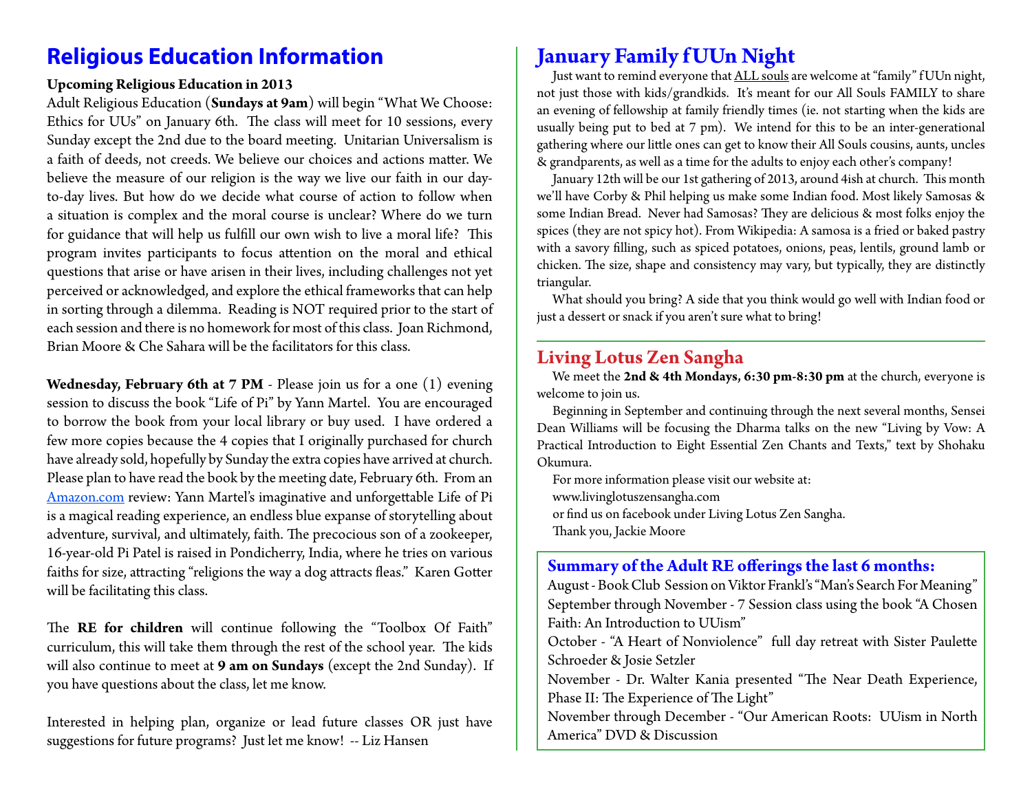# Religious Education Information

**Upcoming Religious Education in 2013**

Adult Religious Education (**Sundays at 9am**) will begin "What We Choose: Ethics for UUs" on January 6th. The class will meet for 10 sessions, every Sunday except the 2nd due to the board meeting. Unitarian Universalism is a faith of deeds, not creeds. We believe our choices and actions matter. We believe the measure of our religion is the way we live our faith in our day-to-day lives. But how do we decide what course of action to follow when a situation is complex and the moral course is unclear? Where do we turn for guidance that will help us fulfill our own wish to live a moral life? This program invites participants to focus attention on the moral and ethical questions that arise or have arisen in their lives, including challenges not yet perceived or acknowledged, and explore the ethical frameworks that can help in sorting through a dilemma. Reading is NOT required prior to the start of each session and there is no homework for most of this class. Joan Richmond, Brian Moore & Che Sahara will be the facilitators for this class.

**Wednesday, February 6th at 7 PM** - Please join us for a one (1) evening session to discuss the book "Life of Pi" by Yann Martel. You are encouraged to borrow the book from your local library or buy used. I have ordered a few more copies because the 4 copies that I originally purchased for church have already sold, hopefully by Sunday the extra copies have arrived at church. Please plan to have read the book by the meeting date, February 6th. From an Amazon.com review: Yann Martel's imaginative and unforgettable Life of Pi is a magical reading experience, an endless blue expanse of storytelling about adventure, survival, and ultimately, faith. The precocious son of a zookeeper, 16-year-old Pi Patel is raised in Pondicherry, India, where he tries on various faiths for size, attracting "religions the way a dog attracts fleas." Karen Gotter will be facilitating this class.

The **RE for children** will continue following the "Toolbox Of Faith" curriculum, this will take them through the rest of the school year. The kids will also continue to meet at **9 am on Sundays** (except the 2nd Sunday). If you have questions about the class, let me know.

Interested in helping plan, organize or lead future classes OR just have suggestions for future programs? Just let me know! -- Liz Hansen

# January Family fUUn Night

Just want to remind everyone that ALL souls are welcome at "family" fUUn night, not just those with kids/grandkids. It's meant for our All Souls FAMILY to share an evening of fellowship at family friendly times (ie. not starting when the kids are usually being put to bed at 7 pm). We intend for this to be an inter-generational gathering where our little ones can get to know their All Souls cousins, aunts, uncles & grandparents, as well as a time for the adults to enjoy each other's company!

January 12th will be our 1st gathering of 2013, around 4ish at church. This month we'll have Corby & Phil helping us make some Indian food. Most likely Samosas & some Indian Bread. Never had Samosas? They are delicious & most folks enjoy the spices (they are not spicy hot). From Wikipedia: A samosa is a fried or baked pastry with a savory filling, such as spiced potatoes, onions, peas, lentils, ground lamb or chicken. The size, shape and consistency may vary, but typically, they are distinctly triangular.

What should you bring? A side that you think would go well with Indian food or just a dessert or snack if you aren't sure what to bring!

# Living Lotus Zen Sangha

We meet the **2nd & 4th Mondays, 6:30 pm-8:30 pm** at the church, everyone is welcome to join us.

Beginning in September and continuing through the next several months, Sensei Dean Williams will be focusing the Dharma talks on the new "Living by Vow: A Practical Introduction to Eight Essential Zen Chants and Texts," text by Shohaku Okumura.

For more information please visit our website at:
www.livinglotuszensangha.com
or find us on facebook under Living Lotus Zen Sangha.
Thank you, Jackie Moore

## Summary of the Adult RE offerings the last 6 months:

August - Book Club Session on Viktor Frankl's "Man's Search For Meaning"
September through November - 7 Session class using the book "A Chosen Faith: An Introduction to UUism"
October - "A Heart of Nonviolence" full day retreat with Sister Paulette Schroeder & Josie Setzler
November - Dr. Walter Kania presented "The Near Death Experience, Phase II: The Experience of The Light"
November through December - "Our American Roots: UUism in North America" DVD & Discussion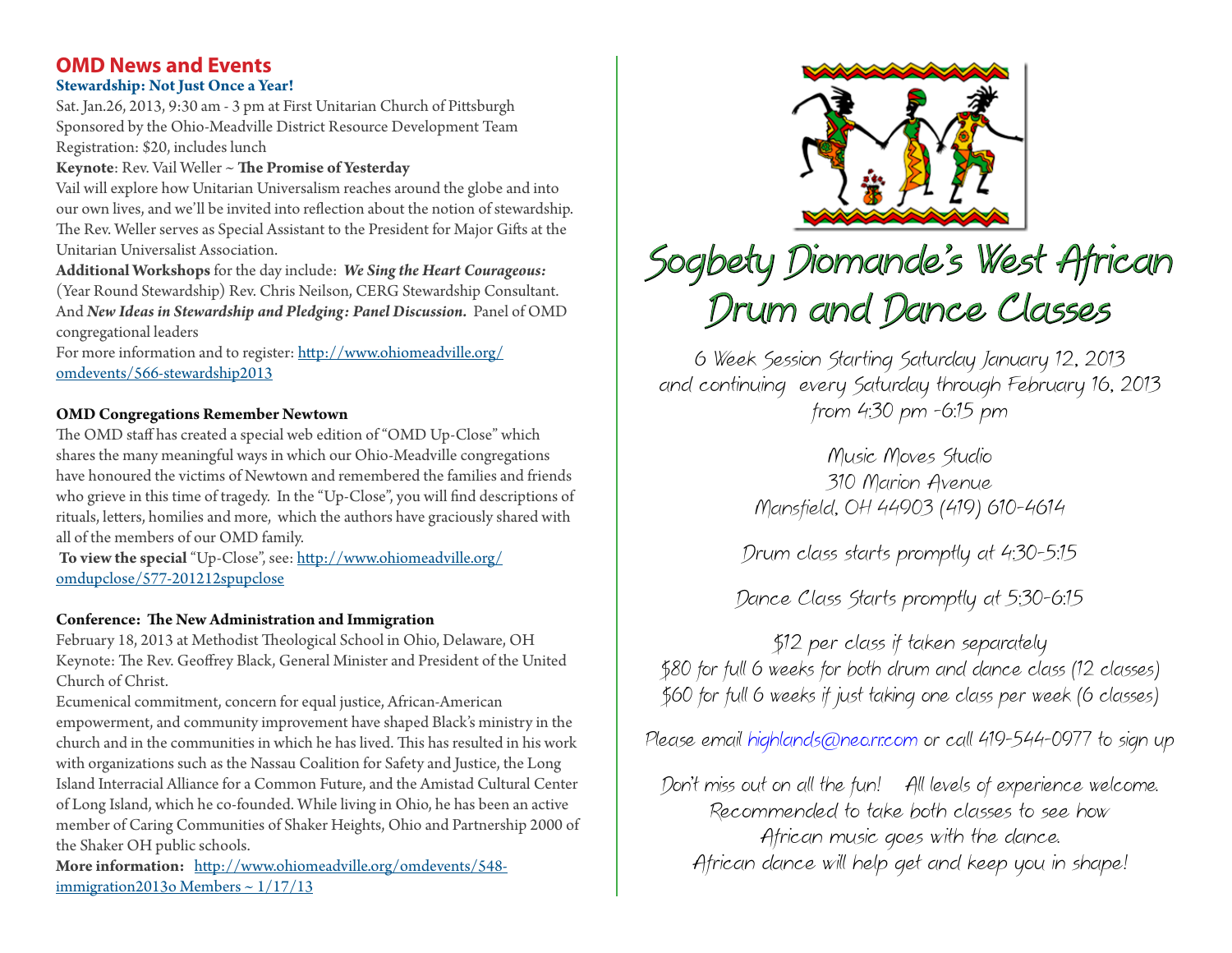## OMD News and Events

### Stewardship: Not Just Once a Year!

Sat. Jan.26, 2013, 9:30 am - 3 pm at First Unitarian Church of Pittsburgh
Sponsored by the Ohio-Meadville District Resource Development Team
Registration: $20, includes lunch

**Keynote**: Rev. Vail Weller ~ **The Promise of Yesterday**

Vail will explore how Unitarian Universalism reaches around the globe and into our own lives, and we'll be invited into reflection about the notion of stewardship. The Rev. Weller serves as Special Assistant to the President for Major Gifts at the Unitarian Universalist Association.

**Additional Workshops** for the day include: ***We Sing the Heart Courageous:*** (Year Round Stewardship) Rev. Chris Neilson, CERG Stewardship Consultant. And ***New Ideas in Stewardship and Pledging: Panel Discussion.*** Panel of OMD congregational leaders

For more information and to register: http://www.ohiomeadville.org/omdevents/566-stewardship2013

### OMD Congregations Remember Newtown

The OMD staff has created a special web edition of "OMD Up-Close" which shares the many meaningful ways in which our Ohio-Meadville congregations have honoured the victims of Newtown and remembered the families and friends who grieve in this time of tragedy. In the "Up-Close", you will find descriptions of rituals, letters, homilies and more, which the authors have graciously shared with all of the members of our OMD family.

**To view the special** "Up-Close", see: http://www.ohiomeadville.org/omdupclose/577-201212spupclose

### Conference: The New Administration and Immigration

February 18, 2013 at Methodist Theological School in Ohio, Delaware, OH
Keynote: The Rev. Geoffrey Black, General Minister and President of the United Church of Christ.

Ecumenical commitment, concern for equal justice, African-American empowerment, and community improvement have shaped Black's ministry in the church and in the communities in which he has lived. This has resulted in his work with organizations such as the Nassau Coalition for Safety and Justice, the Long Island Interracial Alliance for a Common Future, and the Amistad Cultural Center of Long Island, which he co-founded. While living in Ohio, he has been an active member of Caring Communities of Shaker Heights, Ohio and Partnership 2000 of the Shaker OH public schools.

**More information:** http://www.ohiomeadville.org/omdevents/548-immigration2013o Members ~ 1/17/13

## Sogbety Diomande's West African Drum and Dance Classes

6 Week Session Starting Saturday January 12, 2013
and continuing every Saturday through February 16, 2013
from 4:30 pm -6:15 pm

Music Moves Studio
310 Marion Avenue
Mansfield, OH 44903 (419) 610-4614

Drum class starts promptly at 4:30-5:15

Dance Class Starts promptly at 5:30-6:15

$12 per class if taken separately
$80 for full 6 weeks for both drum and dance class (12 classes)
$60 for full 6 weeks if just taking one class per week (6 classes)

Please email highlands@neo.rr.com or call 419-544-0977 to sign up

Don't miss out on all the fun! All levels of experience welcome.
Recommended to take both classes to see how
African music goes with the dance.
African dance will help get and keep you in shape!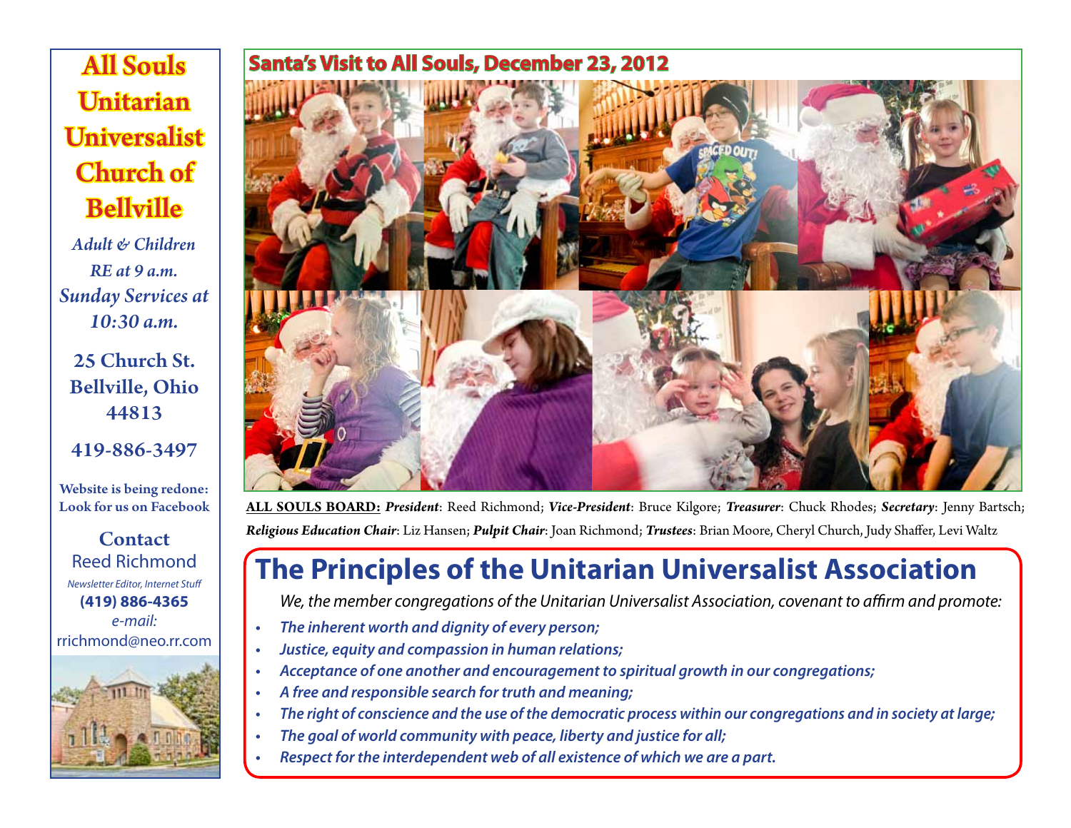# All Souls Unitarian Universalist Church of Bellville

*Adult & Children RE at 9 a.m.*
*Sunday Services at 10:30 a.m.*

25 Church St.
Bellville, Ohio
44813

419-886-3497

Website is being redone:
Look for us on Facebook

**Contact**
Reed Richmond
*Newsletter Editor, Internet Stuff*
**(419) 886-4365**
*e-mail:*
rrichmond@neo.rr.com

## Santa's Visit to All Souls, December 23, 2012

**ALL SOULS BOARD:** ***President***: Reed Richmond; ***Vice-President***: Bruce Kilgore; ***Treasurer***: Chuck Rhodes; ***Secretary***: Jenny Bartsch; ***Religious Education Chair***: Liz Hansen; ***Pulpit Chair***: Joan Richmond; ***Trustees***: Brian Moore, Cheryl Church, Judy Shaffer, Levi Waltz

## The Principles of the Unitarian Universalist Association

*We, the member congregations of the Unitarian Universalist Association, covenant to affirm and promote:*

- ***The inherent worth and dignity of every person;***
- ***Justice, equity and compassion in human relations;***
- ***Acceptance of one another and encouragement to spiritual growth in our congregations;***
- ***A free and responsible search for truth and meaning;***
- ***The right of conscience and the use of the democratic process within our congregations and in society at large;***
- ***The goal of world community with peace, liberty and justice for all;***
- ***Respect for the interdependent web of all existence of which we are a part.***